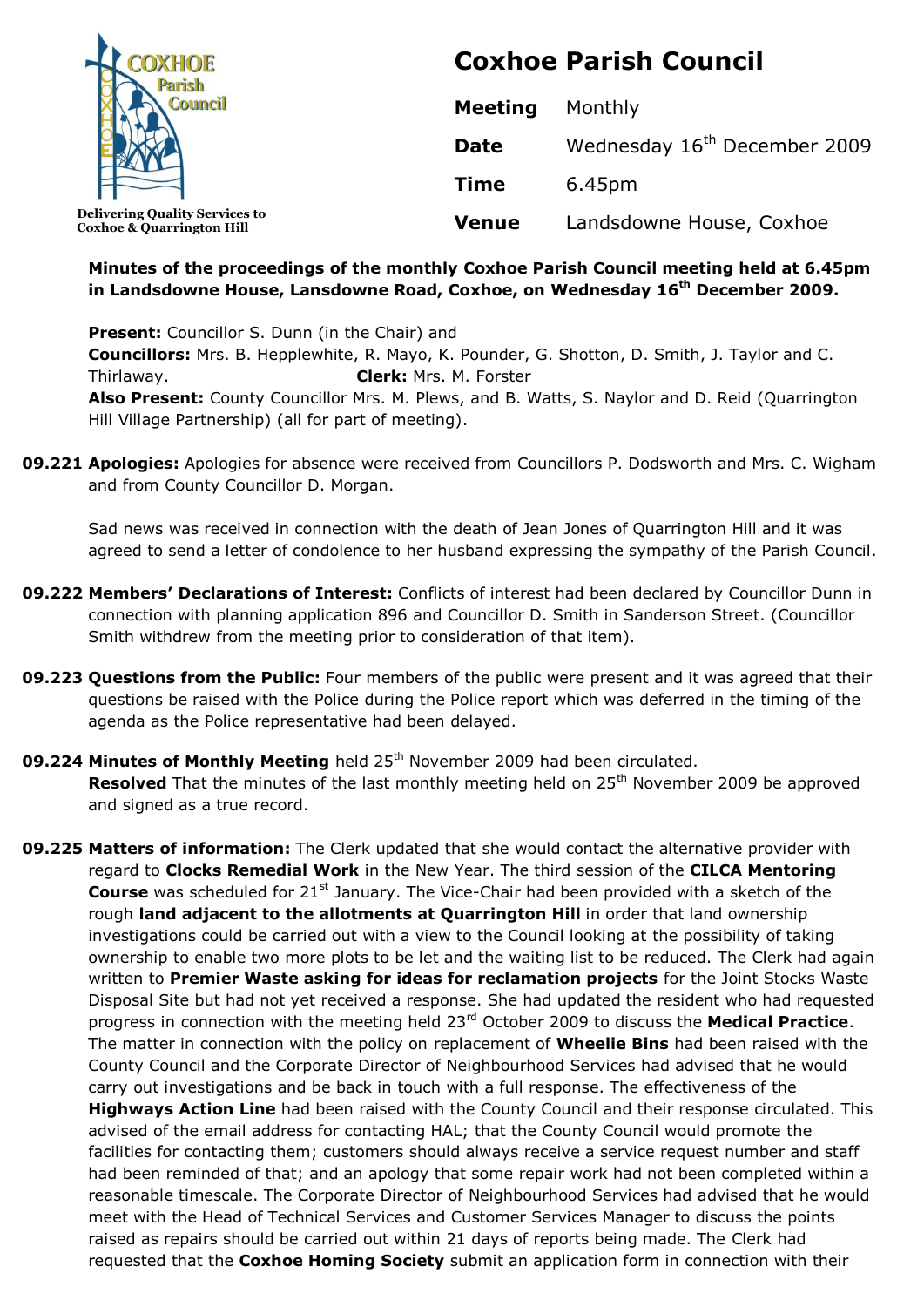Delivering Quality Services to Coxhoe & Quarrington Hill

# Coxhoe Parish Council

| | |
|---|---|
| **Meeting** | Monthly |
| **Date** | Wednesday 16th December 2009 |
| **Time** | 6.45pm |
| **Venue** | Landsdowne House, Coxhoe |

**Minutes of the proceedings of the monthly Coxhoe Parish Council meeting held at 6.45pm in Landsdowne House, Lansdowne Road, Coxhoe, on Wednesday 16th December 2009.**

**Present:** Councillor S. Dunn (in the Chair) and
**Councillors:** Mrs. B. Hepplewhite, R. Mayo, K. Pounder, G. Shotton, D. Smith, J. Taylor and C. Thirlaway. **Clerk:** Mrs. M. Forster
**Also Present:** County Councillor Mrs. M. Plews, and B. Watts, S. Naylor and D. Reid (Quarrington Hill Village Partnership) (all for part of meeting).

**09.221 Apologies:** Apologies for absence were received from Councillors P. Dodsworth and Mrs. C. Wigham and from County Councillor D. Morgan.

Sad news was received in connection with the death of Jean Jones of Quarrington Hill and it was agreed to send a letter of condolence to her husband expressing the sympathy of the Parish Council.

**09.222 Members' Declarations of Interest:** Conflicts of interest had been declared by Councillor Dunn in connection with planning application 896 and Councillor D. Smith in Sanderson Street. (Councillor Smith withdrew from the meeting prior to consideration of that item).

**09.223 Questions from the Public:** Four members of the public were present and it was agreed that their questions be raised with the Police during the Police report which was deferred in the timing of the agenda as the Police representative had been delayed.

**09.224 Minutes of Monthly Meeting** held 25th November 2009 had been circulated.
**Resolved** That the minutes of the last monthly meeting held on 25th November 2009 be approved and signed as a true record.

**09.225 Matters of information:** The Clerk updated that she would contact the alternative provider with regard to **Clocks Remedial Work** in the New Year. The third session of the **CILCA Mentoring Course** was scheduled for 21st January. The Vice-Chair had been provided with a sketch of the rough **land adjacent to the allotments at Quarrington Hill** in order that land ownership investigations could be carried out with a view to the Council looking at the possibility of taking ownership to enable two more plots to be let and the waiting list to be reduced. The Clerk had again written to **Premier Waste asking for ideas for reclamation projects** for the Joint Stocks Waste Disposal Site but had not yet received a response. She had updated the resident who had requested progress in connection with the meeting held 23rd October 2009 to discuss the **Medical Practice**. The matter in connection with the policy on replacement of **Wheelie Bins** had been raised with the County Council and the Corporate Director of Neighbourhood Services had advised that he would carry out investigations and be back in touch with a full response. The effectiveness of the **Highways Action Line** had been raised with the County Council and their response circulated. This advised of the email address for contacting HAL; that the County Council would promote the facilities for contacting them; customers should always receive a service request number and staff had been reminded of that; and an apology that some repair work had not been completed within a reasonable timescale. The Corporate Director of Neighbourhood Services had advised that he would meet with the Head of Technical Services and Customer Services Manager to discuss the points raised as repairs should be carried out within 21 days of reports being made. The Clerk had requested that the **Coxhoe Homing Society** submit an application form in connection with their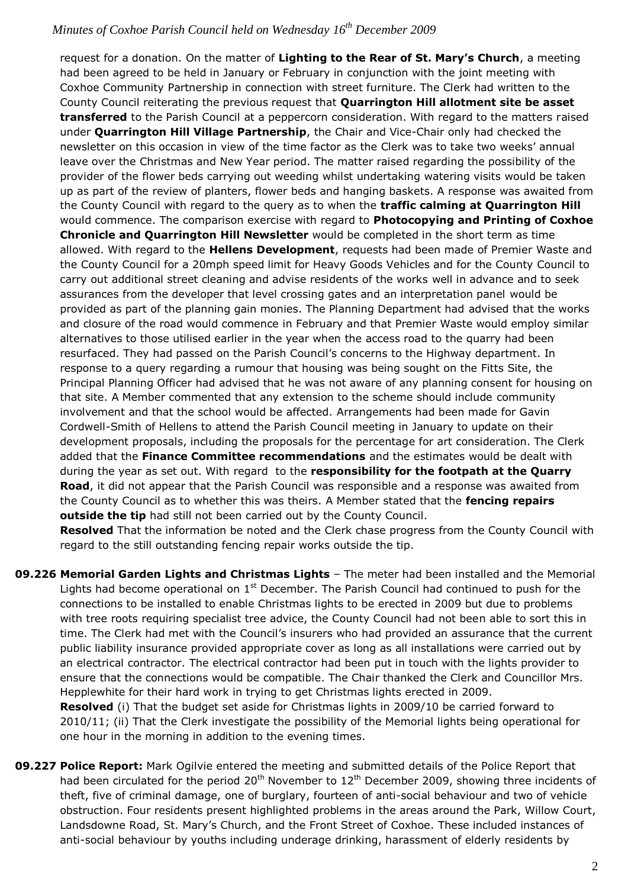request for a donation. On the matter of **Lighting to the Rear of St. Mary's Church**, a meeting had been agreed to be held in January or February in conjunction with the joint meeting with Coxhoe Community Partnership in connection with street furniture. The Clerk had written to the County Council reiterating the previous request that **Quarrington Hill allotment site be asset transferred** to the Parish Council at a peppercorn consideration. With regard to the matters raised under **Quarrington Hill Village Partnership**, the Chair and Vice-Chair only had checked the newsletter on this occasion in view of the time factor as the Clerk was to take two weeks' annual leave over the Christmas and New Year period. The matter raised regarding the possibility of the provider of the flower beds carrying out weeding whilst undertaking watering visits would be taken up as part of the review of planters, flower beds and hanging baskets. A response was awaited from the County Council with regard to the query as to when the **traffic calming at Quarrington Hill** would commence. The comparison exercise with regard to **Photocopying and Printing of Coxhoe Chronicle and Quarrington Hill Newsletter** would be completed in the short term as time allowed. With regard to the **Hellens Development**, requests had been made of Premier Waste and the County Council for a 20mph speed limit for Heavy Goods Vehicles and for the County Council to carry out additional street cleaning and advise residents of the works well in advance and to seek assurances from the developer that level crossing gates and an interpretation panel would be provided as part of the planning gain monies. The Planning Department had advised that the works and closure of the road would commence in February and that Premier Waste would employ similar alternatives to those utilised earlier in the year when the access road to the quarry had been resurfaced. They had passed on the Parish Council's concerns to the Highway department. In response to a query regarding a rumour that housing was being sought on the Fitts Site, the Principal Planning Officer had advised that he was not aware of any planning consent for housing on that site. A Member commented that any extension to the scheme should include community involvement and that the school would be affected. Arrangements had been made for Gavin Cordwell-Smith of Hellens to attend the Parish Council meeting in January to update on their development proposals, including the proposals for the percentage for art consideration. The Clerk added that the **Finance Committee recommendations** and the estimates would be dealt with during the year as set out. With regard to the **responsibility for the footpath at the Quarry Road**, it did not appear that the Parish Council was responsible and a response was awaited from the County Council as to whether this was theirs. A Member stated that the **fencing repairs outside the tip** had still not been carried out by the County Council.

**Resolved** That the information be noted and the Clerk chase progress from the County Council with regard to the still outstanding fencing repair works outside the tip.

**09.226 Memorial Garden Lights and Christmas Lights** – The meter had been installed and the Memorial Lights had become operational on 1st December. The Parish Council had continued to push for the connections to be installed to enable Christmas lights to be erected in 2009 but due to problems with tree roots requiring specialist tree advice, the County Council had not been able to sort this in time. The Clerk had met with the Council's insurers who had provided an assurance that the current public liability insurance provided appropriate cover as long as all installations were carried out by an electrical contractor. The electrical contractor had been put in touch with the lights provider to ensure that the connections would be compatible. The Chair thanked the Clerk and Councillor Mrs. Hepplewhite for their hard work in trying to get Christmas lights erected in 2009.

**Resolved** (i) That the budget set aside for Christmas lights in 2009/10 be carried forward to 2010/11; (ii) That the Clerk investigate the possibility of the Memorial lights being operational for one hour in the morning in addition to the evening times.

**09.227 Police Report:** Mark Ogilvie entered the meeting and submitted details of the Police Report that had been circulated for the period 20th November to 12th December 2009, showing three incidents of theft, five of criminal damage, one of burglary, fourteen of anti-social behaviour and two of vehicle obstruction. Four residents present highlighted problems in the areas around the Park, Willow Court, Landsdowne Road, St. Mary's Church, and the Front Street of Coxhoe. These included instances of anti-social behaviour by youths including underage drinking, harassment of elderly residents by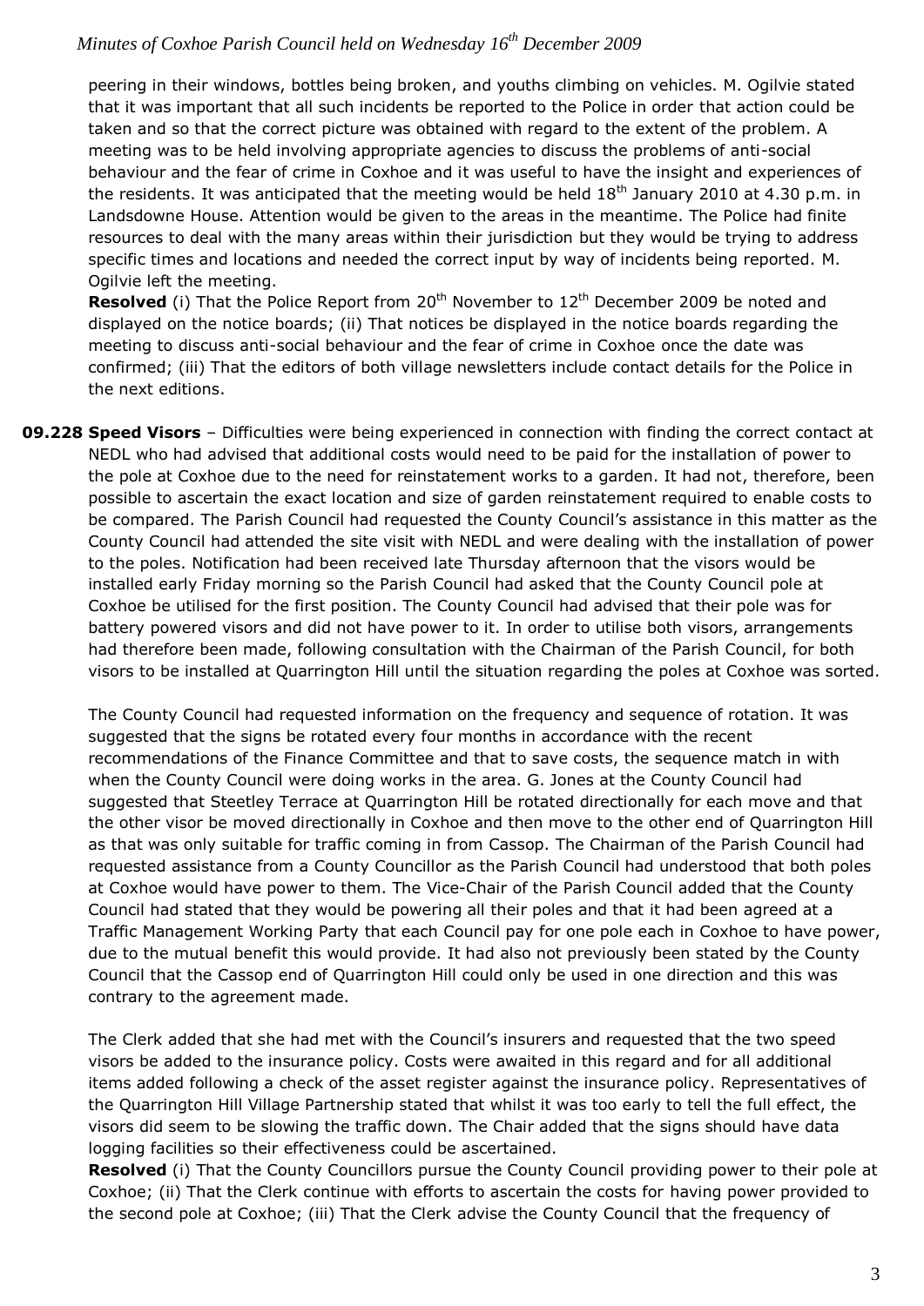peering in their windows, bottles being broken, and youths climbing on vehicles. M. Ogilvie stated that it was important that all such incidents be reported to the Police in order that action could be taken and so that the correct picture was obtained with regard to the extent of the problem. A meeting was to be held involving appropriate agencies to discuss the problems of anti-social behaviour and the fear of crime in Coxhoe and it was useful to have the insight and experiences of the residents. It was anticipated that the meeting would be held 18th January 2010 at 4.30 p.m. in Landsdowne House. Attention would be given to the areas in the meantime. The Police had finite resources to deal with the many areas within their jurisdiction but they would be trying to address specific times and locations and needed the correct input by way of incidents being reported. M. Ogilvie left the meeting.

**Resolved** (i) That the Police Report from 20th November to 12th December 2009 be noted and displayed on the notice boards; (ii) That notices be displayed in the notice boards regarding the meeting to discuss anti-social behaviour and the fear of crime in Coxhoe once the date was confirmed; (iii) That the editors of both village newsletters include contact details for the Police in the next editions.

**09.228 Speed Visors** – Difficulties were being experienced in connection with finding the correct contact at NEDL who had advised that additional costs would need to be paid for the installation of power to the pole at Coxhoe due to the need for reinstatement works to a garden. It had not, therefore, been possible to ascertain the exact location and size of garden reinstatement required to enable costs to be compared. The Parish Council had requested the County Council's assistance in this matter as the County Council had attended the site visit with NEDL and were dealing with the installation of power to the poles. Notification had been received late Thursday afternoon that the visors would be installed early Friday morning so the Parish Council had asked that the County Council pole at Coxhoe be utilised for the first position. The County Council had advised that their pole was for battery powered visors and did not have power to it. In order to utilise both visors, arrangements had therefore been made, following consultation with the Chairman of the Parish Council, for both visors to be installed at Quarrington Hill until the situation regarding the poles at Coxhoe was sorted.

The County Council had requested information on the frequency and sequence of rotation. It was suggested that the signs be rotated every four months in accordance with the recent recommendations of the Finance Committee and that to save costs, the sequence match in with when the County Council were doing works in the area. G. Jones at the County Council had suggested that Steetley Terrace at Quarrington Hill be rotated directionally for each move and that the other visor be moved directionally in Coxhoe and then move to the other end of Quarrington Hill as that was only suitable for traffic coming in from Cassop. The Chairman of the Parish Council had requested assistance from a County Councillor as the Parish Council had understood that both poles at Coxhoe would have power to them. The Vice-Chair of the Parish Council added that the County Council had stated that they would be powering all their poles and that it had been agreed at a Traffic Management Working Party that each Council pay for one pole each in Coxhoe to have power, due to the mutual benefit this would provide. It had also not previously been stated by the County Council that the Cassop end of Quarrington Hill could only be used in one direction and this was contrary to the agreement made.

The Clerk added that she had met with the Council's insurers and requested that the two speed visors be added to the insurance policy. Costs were awaited in this regard and for all additional items added following a check of the asset register against the insurance policy. Representatives of the Quarrington Hill Village Partnership stated that whilst it was too early to tell the full effect, the visors did seem to be slowing the traffic down. The Chair added that the signs should have data logging facilities so their effectiveness could be ascertained.

**Resolved** (i) That the County Councillors pursue the County Council providing power to their pole at Coxhoe; (ii) That the Clerk continue with efforts to ascertain the costs for having power provided to the second pole at Coxhoe; (iii) That the Clerk advise the County Council that the frequency of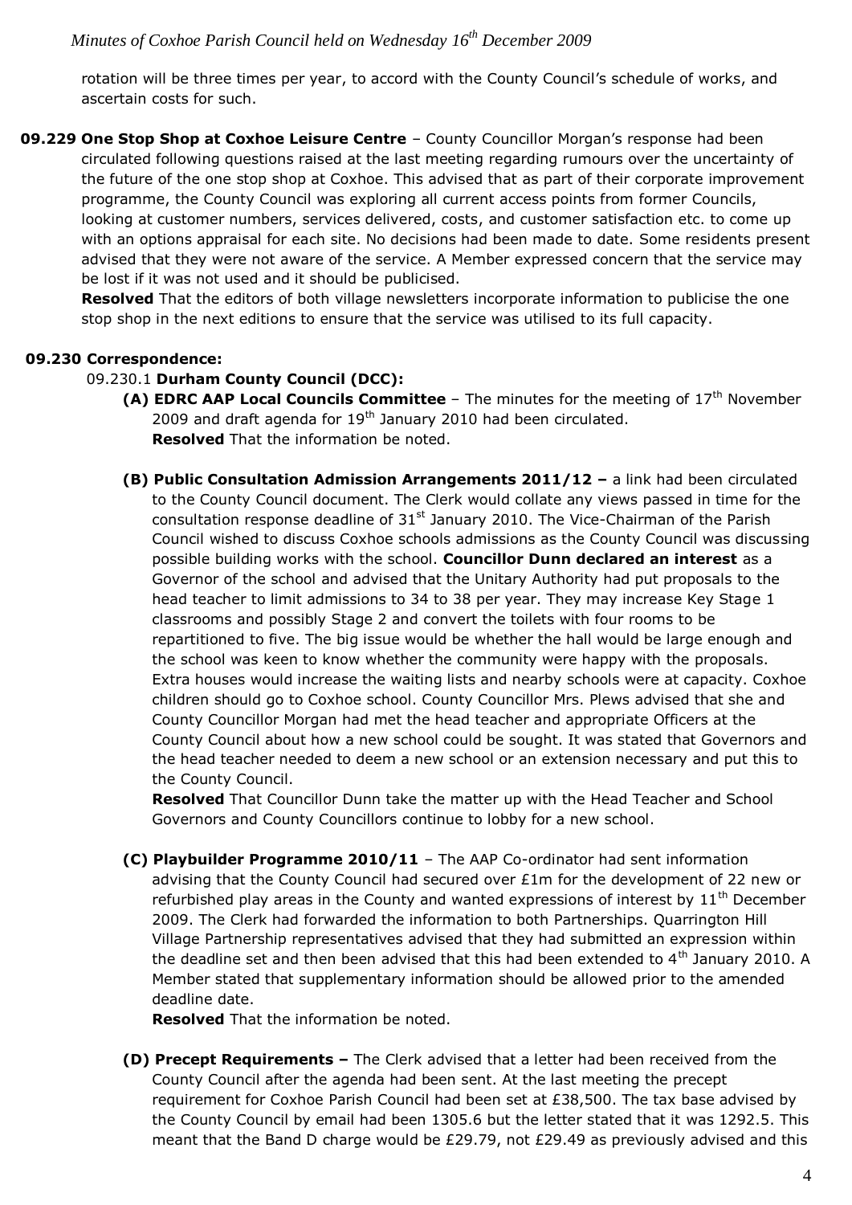rotation will be three times per year, to accord with the County Council's schedule of works, and ascertain costs for such.

**09.229 One Stop Shop at Coxhoe Leisure Centre** – County Councillor Morgan's response had been circulated following questions raised at the last meeting regarding rumours over the uncertainty of the future of the one stop shop at Coxhoe. This advised that as part of their corporate improvement programme, the County Council was exploring all current access points from former Councils, looking at customer numbers, services delivered, costs, and customer satisfaction etc. to come up with an options appraisal for each site. No decisions had been made to date. Some residents present advised that they were not aware of the service. A Member expressed concern that the service may be lost if it was not used and it should be publicised.

**Resolved** That the editors of both village newsletters incorporate information to publicise the one stop shop in the next editions to ensure that the service was utilised to its full capacity.

**09.230 Correspondence:**

09.230.1 **Durham County Council (DCC):**

**(A) EDRC AAP Local Councils Committee** – The minutes for the meeting of 17th November 2009 and draft agenda for 19th January 2010 had been circulated.
**Resolved** That the information be noted.

**(B) Public Consultation Admission Arrangements 2011/12 –** a link had been circulated to the County Council document. The Clerk would collate any views passed in time for the consultation response deadline of 31st January 2010. The Vice-Chairman of the Parish Council wished to discuss Coxhoe schools admissions as the County Council was discussing possible building works with the school. **Councillor Dunn declared an interest** as a Governor of the school and advised that the Unitary Authority had put proposals to the head teacher to limit admissions to 34 to 38 per year. They may increase Key Stage 1 classrooms and possibly Stage 2 and convert the toilets with four rooms to be repartitioned to five. The big issue would be whether the hall would be large enough and the school was keen to know whether the community were happy with the proposals. Extra houses would increase the waiting lists and nearby schools were at capacity. Coxhoe children should go to Coxhoe school. County Councillor Mrs. Plews advised that she and County Councillor Morgan had met the head teacher and appropriate Officers at the County Council about how a new school could be sought. It was stated that Governors and the head teacher needed to deem a new school or an extension necessary and put this to the County Council.

**Resolved** That Councillor Dunn take the matter up with the Head Teacher and School Governors and County Councillors continue to lobby for a new school.

**(C) Playbuilder Programme 2010/11** – The AAP Co-ordinator had sent information advising that the County Council had secured over £1m for the development of 22 new or refurbished play areas in the County and wanted expressions of interest by 11th December 2009. The Clerk had forwarded the information to both Partnerships. Quarrington Hill Village Partnership representatives advised that they had submitted an expression within the deadline set and then been advised that this had been extended to 4th January 2010. A Member stated that supplementary information should be allowed prior to the amended deadline date.

**Resolved** That the information be noted.

**(D) Precept Requirements –** The Clerk advised that a letter had been received from the County Council after the agenda had been sent. At the last meeting the precept requirement for Coxhoe Parish Council had been set at £38,500. The tax base advised by the County Council by email had been 1305.6 but the letter stated that it was 1292.5. This meant that the Band D charge would be £29.79, not £29.49 as previously advised and this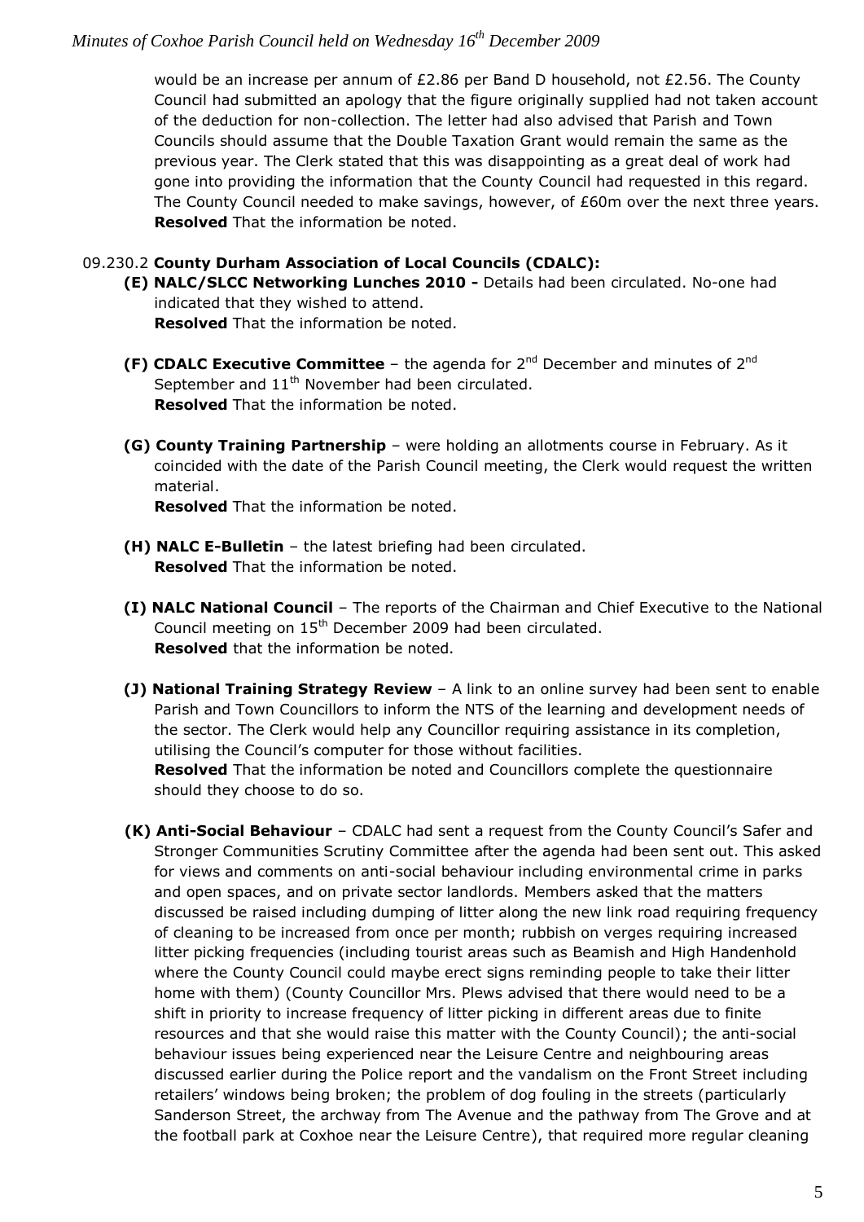would be an increase per annum of £2.86 per Band D household, not £2.56. The County Council had submitted an apology that the figure originally supplied had not taken account of the deduction for non-collection. The letter had also advised that Parish and Town Councils should assume that the Double Taxation Grant would remain the same as the previous year. The Clerk stated that this was disappointing as a great deal of work had gone into providing the information that the County Council had requested in this regard. The County Council needed to make savings, however, of £60m over the next three years. **Resolved** That the information be noted.

09.230.2 **County Durham Association of Local Councils (CDALC):**

**(E) NALC/SLCC Networking Lunches 2010 -** Details had been circulated. No-one had indicated that they wished to attend.
**Resolved** That the information be noted.

**(F) CDALC Executive Committee** – the agenda for 2nd December and minutes of 2nd September and 11th November had been circulated.
**Resolved** That the information be noted.

**(G) County Training Partnership** – were holding an allotments course in February. As it coincided with the date of the Parish Council meeting, the Clerk would request the written material.
**Resolved** That the information be noted.

**(H) NALC E-Bulletin** – the latest briefing had been circulated.
**Resolved** That the information be noted.

**(I) NALC National Council** – The reports of the Chairman and Chief Executive to the National Council meeting on 15th December 2009 had been circulated.
**Resolved** that the information be noted.

**(J) National Training Strategy Review** – A link to an online survey had been sent to enable Parish and Town Councillors to inform the NTS of the learning and development needs of the sector. The Clerk would help any Councillor requiring assistance in its completion, utilising the Council's computer for those without facilities.
**Resolved** That the information be noted and Councillors complete the questionnaire should they choose to do so.

**(K) Anti-Social Behaviour** – CDALC had sent a request from the County Council's Safer and Stronger Communities Scrutiny Committee after the agenda had been sent out. This asked for views and comments on anti-social behaviour including environmental crime in parks and open spaces, and on private sector landlords. Members asked that the matters discussed be raised including dumping of litter along the new link road requiring frequency of cleaning to be increased from once per month; rubbish on verges requiring increased litter picking frequencies (including tourist areas such as Beamish and High Handenhold where the County Council could maybe erect signs reminding people to take their litter home with them) (County Councillor Mrs. Plews advised that there would need to be a shift in priority to increase frequency of litter picking in different areas due to finite resources and that she would raise this matter with the County Council); the anti-social behaviour issues being experienced near the Leisure Centre and neighbouring areas discussed earlier during the Police report and the vandalism on the Front Street including retailers' windows being broken; the problem of dog fouling in the streets (particularly Sanderson Street, the archway from The Avenue and the pathway from The Grove and at the football park at Coxhoe near the Leisure Centre), that required more regular cleaning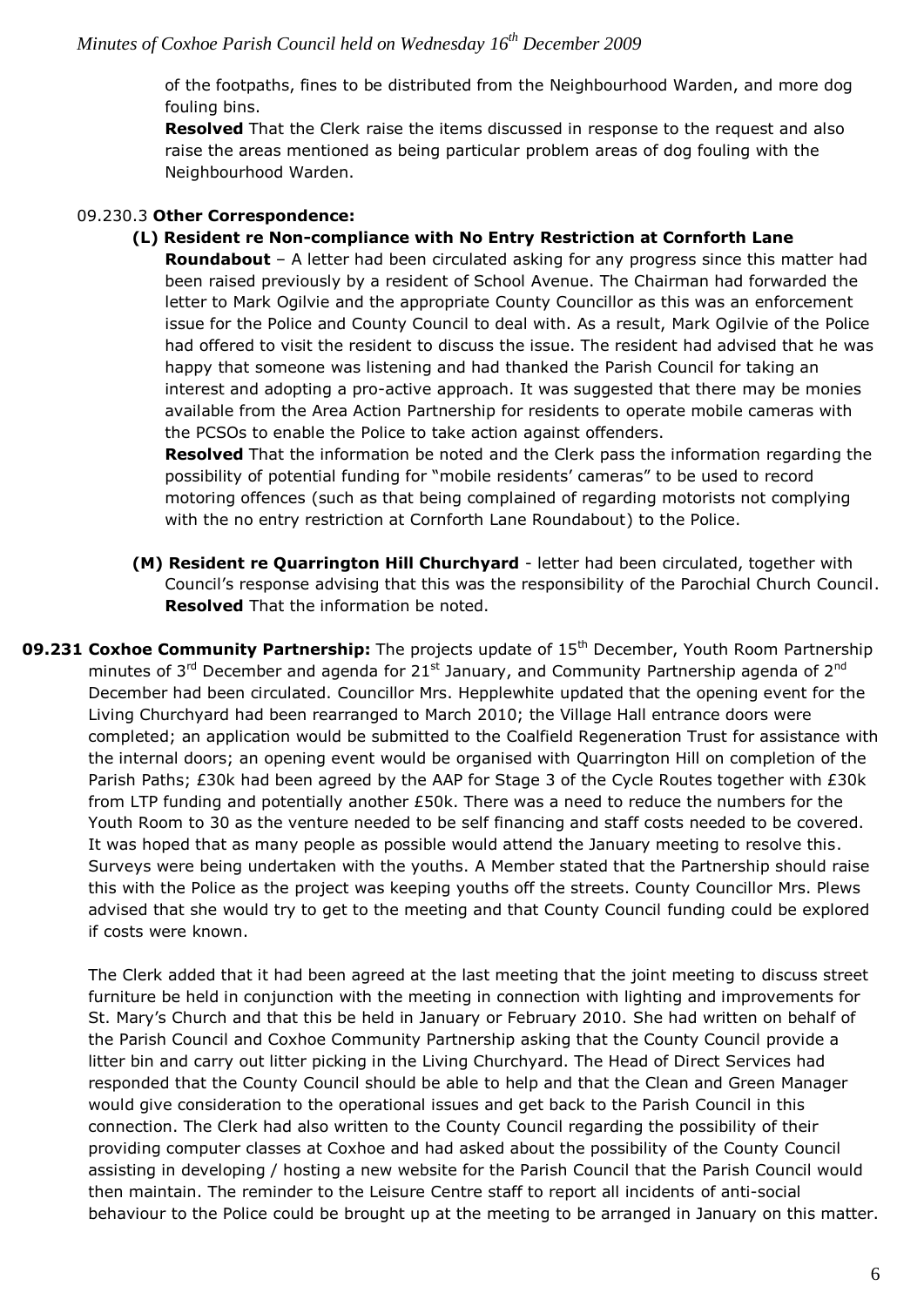of the footpaths, fines to be distributed from the Neighbourhood Warden, and more dog fouling bins.

**Resolved** That the Clerk raise the items discussed in response to the request and also raise the areas mentioned as being particular problem areas of dog fouling with the Neighbourhood Warden.

09.230.3 **Other Correspondence:**

**(L) Resident re Non-compliance with No Entry Restriction at Cornforth Lane Roundabout** – A letter had been circulated asking for any progress since this matter had been raised previously by a resident of School Avenue. The Chairman had forwarded the letter to Mark Ogilvie and the appropriate County Councillor as this was an enforcement issue for the Police and County Council to deal with. As a result, Mark Ogilvie of the Police had offered to visit the resident to discuss the issue. The resident had advised that he was happy that someone was listening and had thanked the Parish Council for taking an interest and adopting a pro-active approach. It was suggested that there may be monies available from the Area Action Partnership for residents to operate mobile cameras with the PCSOs to enable the Police to take action against offenders.

**Resolved** That the information be noted and the Clerk pass the information regarding the possibility of potential funding for "mobile residents' cameras" to be used to record motoring offences (such as that being complained of regarding motorists not complying with the no entry restriction at Cornforth Lane Roundabout) to the Police.

**(M) Resident re Quarrington Hill Churchyard** - letter had been circulated, together with Council's response advising that this was the responsibility of the Parochial Church Council.

**Resolved** That the information be noted.

**09.231 Coxhoe Community Partnership:** The projects update of 15th December, Youth Room Partnership minutes of 3rd December and agenda for 21st January, and Community Partnership agenda of 2nd December had been circulated. Councillor Mrs. Hepplewhite updated that the opening event for the Living Churchyard had been rearranged to March 2010; the Village Hall entrance doors were completed; an application would be submitted to the Coalfield Regeneration Trust for assistance with the internal doors; an opening event would be organised with Quarrington Hill on completion of the Parish Paths; £30k had been agreed by the AAP for Stage 3 of the Cycle Routes together with £30k from LTP funding and potentially another £50k. There was a need to reduce the numbers for the Youth Room to 30 as the venture needed to be self financing and staff costs needed to be covered. It was hoped that as many people as possible would attend the January meeting to resolve this. Surveys were being undertaken with the youths. A Member stated that the Partnership should raise this with the Police as the project was keeping youths off the streets. County Councillor Mrs. Plews advised that she would try to get to the meeting and that County Council funding could be explored if costs were known.

The Clerk added that it had been agreed at the last meeting that the joint meeting to discuss street furniture be held in conjunction with the meeting in connection with lighting and improvements for St. Mary's Church and that this be held in January or February 2010. She had written on behalf of the Parish Council and Coxhoe Community Partnership asking that the County Council provide a litter bin and carry out litter picking in the Living Churchyard. The Head of Direct Services had responded that the County Council should be able to help and that the Clean and Green Manager would give consideration to the operational issues and get back to the Parish Council in this connection. The Clerk had also written to the County Council regarding the possibility of their providing computer classes at Coxhoe and had asked about the possibility of the County Council assisting in developing / hosting a new website for the Parish Council that the Parish Council would then maintain. The reminder to the Leisure Centre staff to report all incidents of anti-social behaviour to the Police could be brought up at the meeting to be arranged in January on this matter.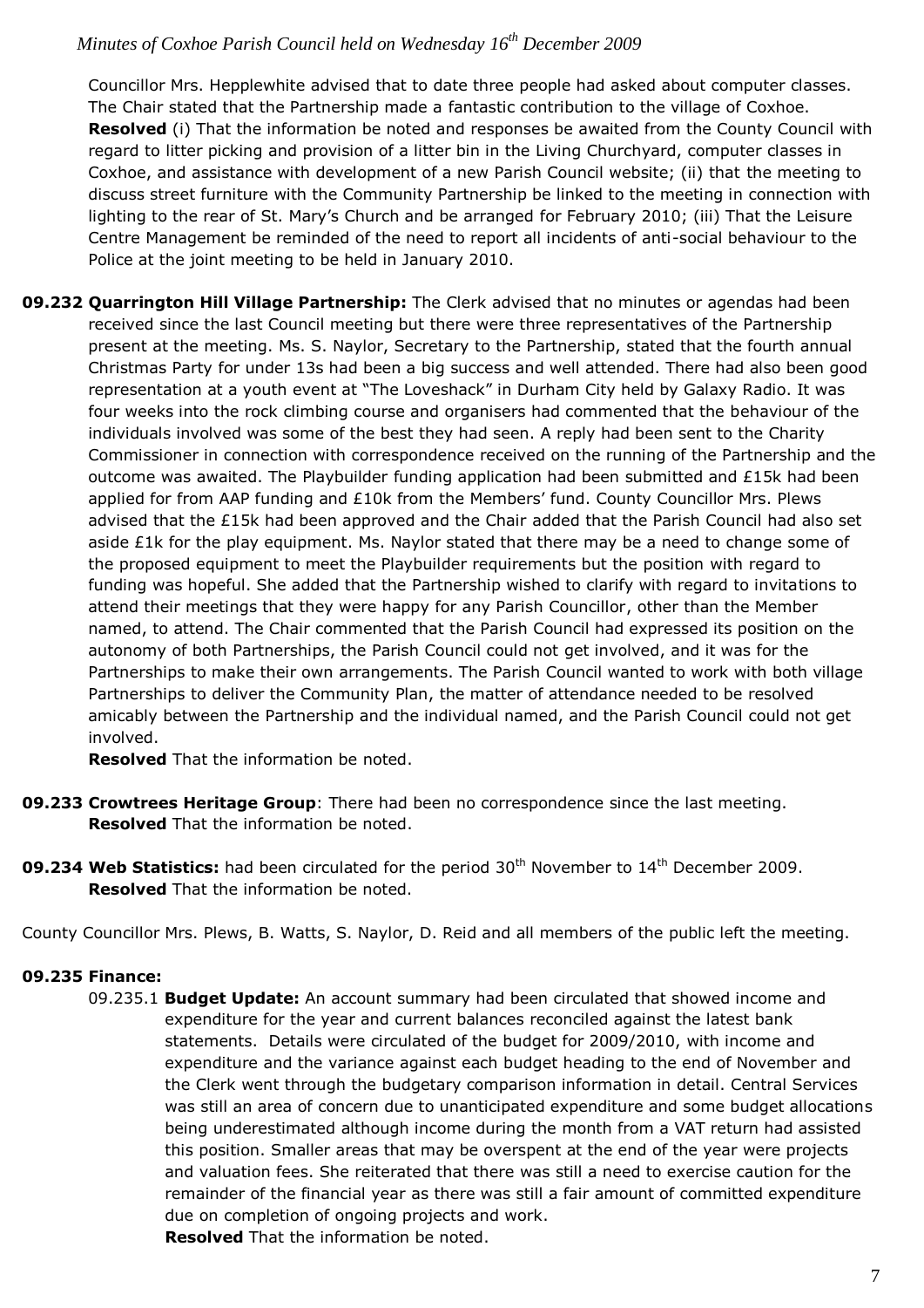Councillor Mrs. Hepplewhite advised that to date three people had asked about computer classes. The Chair stated that the Partnership made a fantastic contribution to the village of Coxhoe. **Resolved** (i) That the information be noted and responses be awaited from the County Council with regard to litter picking and provision of a litter bin in the Living Churchyard, computer classes in Coxhoe, and assistance with development of a new Parish Council website; (ii) that the meeting to discuss street furniture with the Community Partnership be linked to the meeting in connection with lighting to the rear of St. Mary's Church and be arranged for February 2010; (iii) That the Leisure Centre Management be reminded of the need to report all incidents of anti-social behaviour to the Police at the joint meeting to be held in January 2010.

**09.232 Quarrington Hill Village Partnership:** The Clerk advised that no minutes or agendas had been received since the last Council meeting but there were three representatives of the Partnership present at the meeting. Ms. S. Naylor, Secretary to the Partnership, stated that the fourth annual Christmas Party for under 13s had been a big success and well attended. There had also been good representation at a youth event at "The Loveshack" in Durham City held by Galaxy Radio. It was four weeks into the rock climbing course and organisers had commented that the behaviour of the individuals involved was some of the best they had seen. A reply had been sent to the Charity Commissioner in connection with correspondence received on the running of the Partnership and the outcome was awaited. The Playbuilder funding application had been submitted and £15k had been applied for from AAP funding and £10k from the Members' fund. County Councillor Mrs. Plews advised that the £15k had been approved and the Chair added that the Parish Council had also set aside £1k for the play equipment. Ms. Naylor stated that there may be a need to change some of the proposed equipment to meet the Playbuilder requirements but the position with regard to funding was hopeful. She added that the Partnership wished to clarify with regard to invitations to attend their meetings that they were happy for any Parish Councillor, other than the Member named, to attend. The Chair commented that the Parish Council had expressed its position on the autonomy of both Partnerships, the Parish Council could not get involved, and it was for the Partnerships to make their own arrangements. The Parish Council wanted to work with both village Partnerships to deliver the Community Plan, the matter of attendance needed to be resolved amicably between the Partnership and the individual named, and the Parish Council could not get involved.
**Resolved** That the information be noted.

**09.233 Crowtrees Heritage Group**: There had been no correspondence since the last meeting.
**Resolved** That the information be noted.

**09.234 Web Statistics:** had been circulated for the period 30th November to 14th December 2009.
**Resolved** That the information be noted.

County Councillor Mrs. Plews, B. Watts, S. Naylor, D. Reid and all members of the public left the meeting.

**09.235 Finance:**

09.235.1 **Budget Update:** An account summary had been circulated that showed income and expenditure for the year and current balances reconciled against the latest bank statements. Details were circulated of the budget for 2009/2010, with income and expenditure and the variance against each budget heading to the end of November and the Clerk went through the budgetary comparison information in detail. Central Services was still an area of concern due to unanticipated expenditure and some budget allocations being underestimated although income during the month from a VAT return had assisted this position. Smaller areas that may be overspent at the end of the year were projects and valuation fees. She reiterated that there was still a need to exercise caution for the remainder of the financial year as there was still a fair amount of committed expenditure due on completion of ongoing projects and work.
**Resolved** That the information be noted.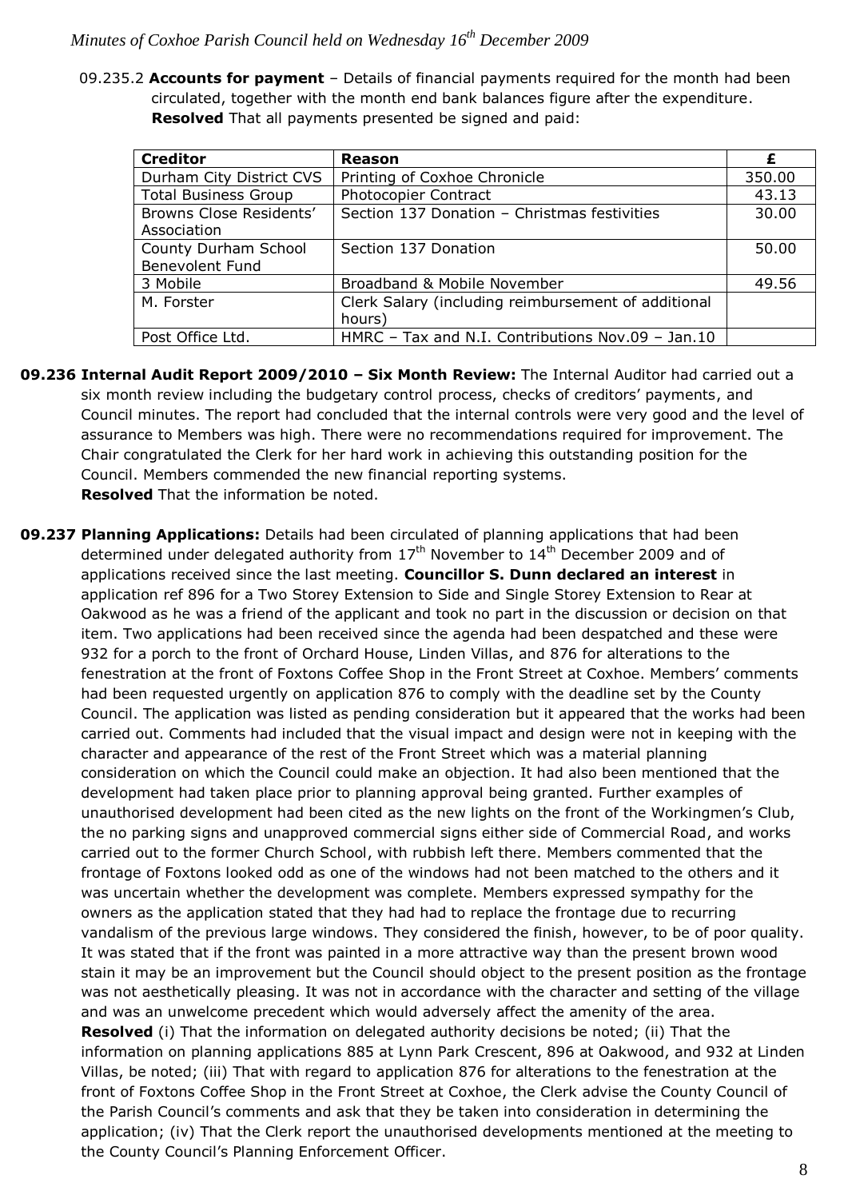09.235.2 **Accounts for payment** – Details of financial payments required for the month had been circulated, together with the month end bank balances figure after the expenditure. **Resolved** That all payments presented be signed and paid:

| Creditor | Reason | £ |
|---|---|---|
| Durham City District CVS | Printing of Coxhoe Chronicle | 350.00 |
| Total Business Group | Photocopier Contract | 43.13 |
| Browns Close Residents' Association | Section 137 Donation – Christmas festivities | 30.00 |
| County Durham School Benevolent Fund | Section 137 Donation | 50.00 |
| 3 Mobile | Broadband & Mobile November | 49.56 |
| M. Forster | Clerk Salary (including reimbursement of additional hours) | |
| Post Office Ltd. | HMRC – Tax and N.I. Contributions Nov.09 – Jan.10 | |

**09.236 Internal Audit Report 2009/2010 – Six Month Review:** The Internal Auditor had carried out a six month review including the budgetary control process, checks of creditors' payments, and Council minutes. The report had concluded that the internal controls were very good and the level of assurance to Members was high. There were no recommendations required for improvement. The Chair congratulated the Clerk for her hard work in achieving this outstanding position for the Council. Members commended the new financial reporting systems.
**Resolved** That the information be noted.

**09.237 Planning Applications:** Details had been circulated of planning applications that had been determined under delegated authority from 17th November to 14th December 2009 and of applications received since the last meeting. **Councillor S. Dunn declared an interest** in application ref 896 for a Two Storey Extension to Side and Single Storey Extension to Rear at Oakwood as he was a friend of the applicant and took no part in the discussion or decision on that item. Two applications had been received since the agenda had been despatched and these were 932 for a porch to the front of Orchard House, Linden Villas, and 876 for alterations to the fenestration at the front of Foxtons Coffee Shop in the Front Street at Coxhoe. Members' comments had been requested urgently on application 876 to comply with the deadline set by the County Council. The application was listed as pending consideration but it appeared that the works had been carried out. Comments had included that the visual impact and design were not in keeping with the character and appearance of the rest of the Front Street which was a material planning consideration on which the Council could make an objection. It had also been mentioned that the development had taken place prior to planning approval being granted. Further examples of unauthorised development had been cited as the new lights on the front of the Workingmen's Club, the no parking signs and unapproved commercial signs either side of Commercial Road, and works carried out to the former Church School, with rubbish left there. Members commented that the frontage of Foxtons looked odd as one of the windows had not been matched to the others and it was uncertain whether the development was complete. Members expressed sympathy for the owners as the application stated that they had had to replace the frontage due to recurring vandalism of the previous large windows. They considered the finish, however, to be of poor quality. It was stated that if the front was painted in a more attractive way than the present brown wood stain it may be an improvement but the Council should object to the present position as the frontage was not aesthetically pleasing. It was not in accordance with the character and setting of the village and was an unwelcome precedent which would adversely affect the amenity of the area.
**Resolved** (i) That the information on delegated authority decisions be noted; (ii) That the information on planning applications 885 at Lynn Park Crescent, 896 at Oakwood, and 932 at Linden Villas, be noted; (iii) That with regard to application 876 for alterations to the fenestration at the front of Foxtons Coffee Shop in the Front Street at Coxhoe, the Clerk advise the County Council of the Parish Council's comments and ask that they be taken into consideration in determining the application; (iv) That the Clerk report the unauthorised developments mentioned at the meeting to the County Council's Planning Enforcement Officer.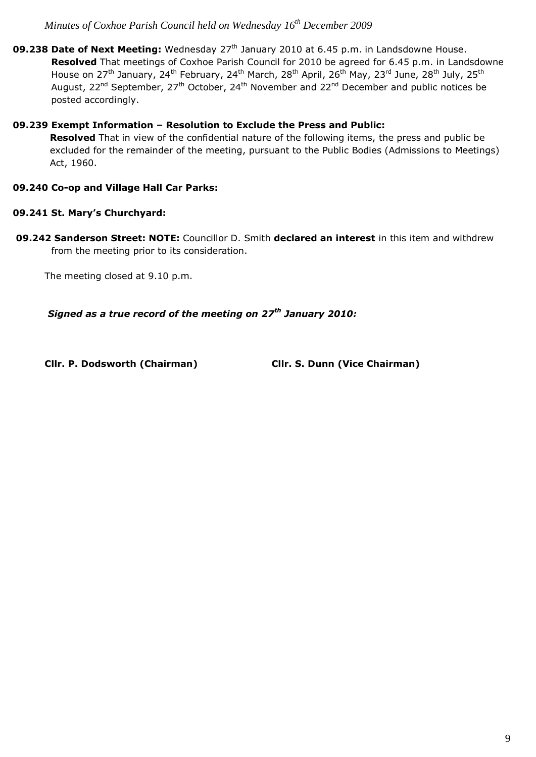**09.238 Date of Next Meeting:** Wednesday 27th January 2010 at 6.45 p.m. in Landsdowne House.
**Resolved** That meetings of Coxhoe Parish Council for 2010 be agreed for 6.45 p.m. in Landsdowne House on 27th January, 24th February, 24th March, 28th April, 26th May, 23rd June, 28th July, 25th August, 22nd September, 27th October, 24th November and 22nd December and public notices be posted accordingly.

**09.239 Exempt Information – Resolution to Exclude the Press and Public:**
**Resolved** That in view of the confidential nature of the following items, the press and public be excluded for the remainder of the meeting, pursuant to the Public Bodies (Admissions to Meetings) Act, 1960.

**09.240 Co-op and Village Hall Car Parks:**

**09.241 St. Mary's Churchyard:**

**09.242 Sanderson Street: NOTE:** Councillor D. Smith **declared an interest** in this item and withdrew from the meeting prior to its consideration.

The meeting closed at 9.10 p.m.

***Signed as a true record of the meeting on 27th January 2010:***

**Cllr. P. Dodsworth (Chairman)** **Cllr. S. Dunn (Vice Chairman)**